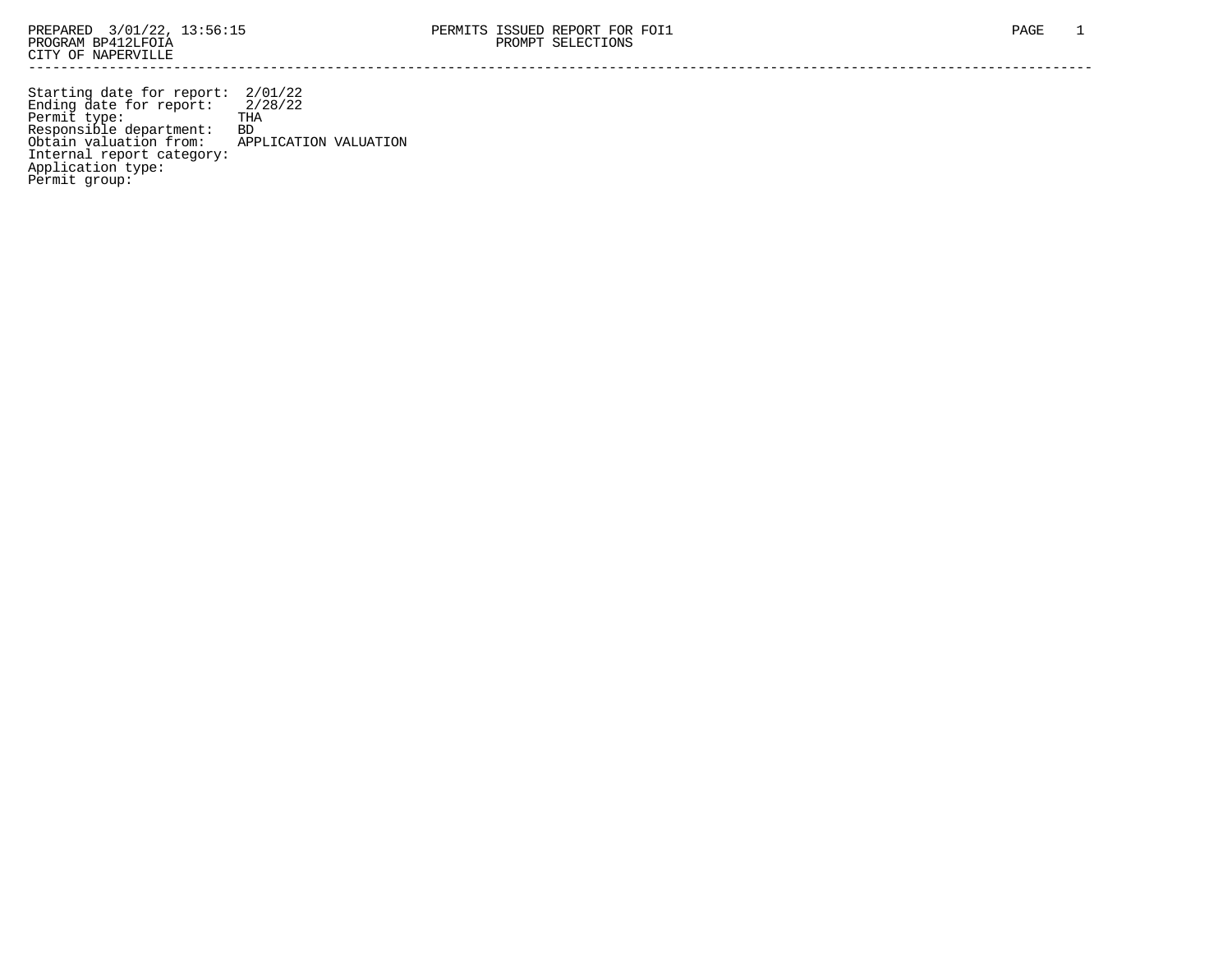PREPARED 3/01/22, 13:56:15
PROGRAM BP412LFOIA
CITY OF NAPERVILLE

PERMITS ISSUED REPORT FOR FOI1
PROMPT SELECTIONS

---

Starting date for report: 2/01/22
Ending date for report: 2/28/22
Permit type: THA
Responsible department: BD
Obtain valuation from: APPLICATION VALUATION
Internal report category:
Application type:
Permit group: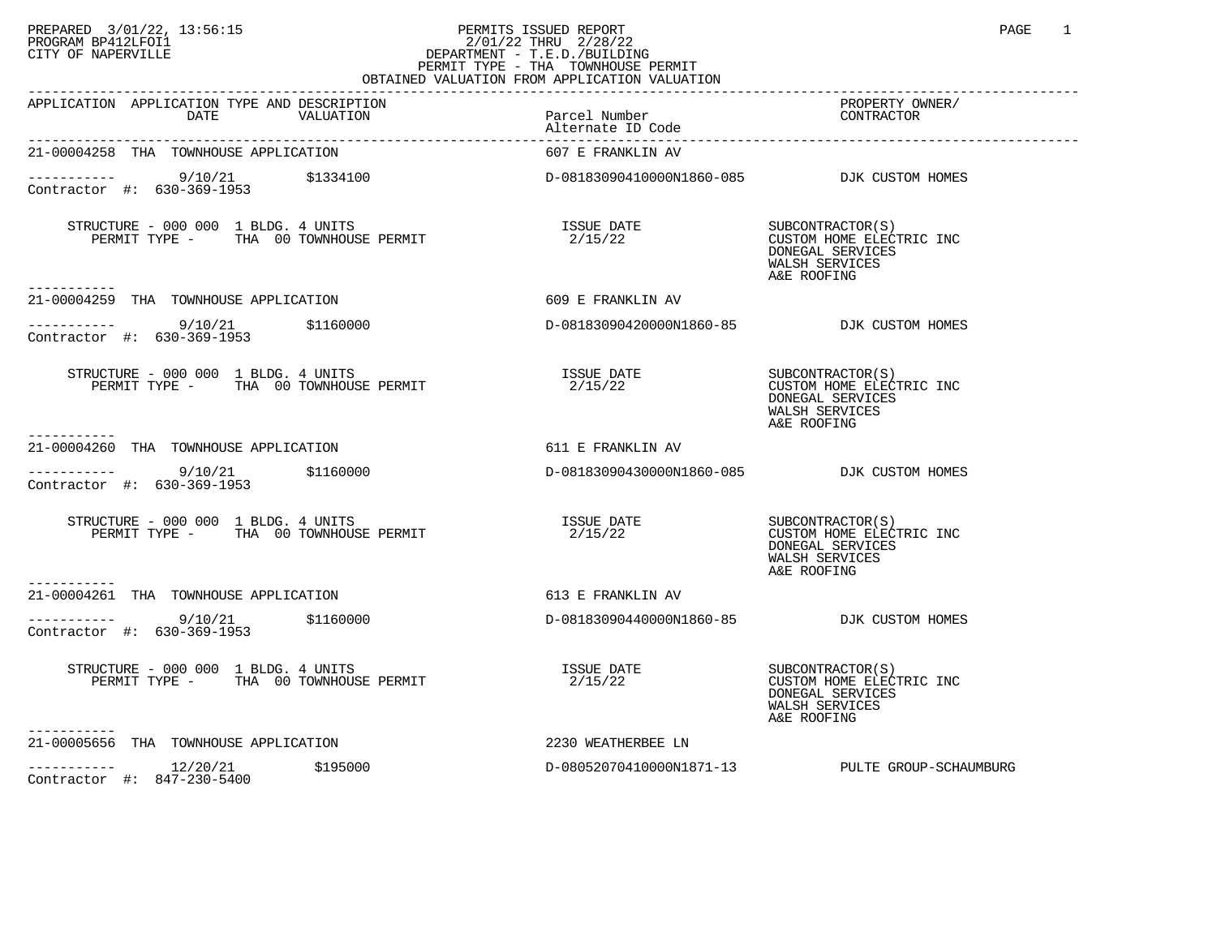PREPARED 3/01/22, 13:56:15
PROGRAM BP412LFOI1
CITY OF NAPERVILLE

PERMITS ISSUED REPORT
2/01/22 THRU 2/28/22
DEPARTMENT - T.E.D./BUILDING
PERMIT TYPE - THA TOWNHOUSE PERMIT
OBTAINED VALUATION FROM APPLICATION VALUATION

| APPLICATION | APPLICATION TYPE AND DESCRIPTION DATE | VALUATION | Parcel Number / Alternate ID Code | PROPERTY OWNER/ CONTRACTOR |
|---|---|---|---|---|

---

**21-00004258 THA TOWNHOUSE APPLICATION** — 607 E FRANKLIN AV

----------- 9/10/21 $1334100 — D-08183090410000N1860-085 — DJK CUSTOM HOMES
Contractor #: 630-369-1953

STRUCTURE - 000 000 1 BLDG. 4 UNITS
PERMIT TYPE - THA 00 TOWNHOUSE PERMIT

ISSUE DATE 2/15/22

SUBCONTRACTOR(S)
- CUSTOM HOME ELECTRIC INC
- DONEGAL SERVICES
- WALSH SERVICES
- A&E ROOFING

-----------

**21-00004259 THA TOWNHOUSE APPLICATION** — 609 E FRANKLIN AV

----------- 9/10/21 $1160000 — D-08183090420000N1860-85 — DJK CUSTOM HOMES
Contractor #: 630-369-1953

STRUCTURE - 000 000 1 BLDG. 4 UNITS
PERMIT TYPE - THA 00 TOWNHOUSE PERMIT

ISSUE DATE 2/15/22

SUBCONTRACTOR(S)
- CUSTOM HOME ELECTRIC INC
- DONEGAL SERVICES
- WALSH SERVICES
- A&E ROOFING

-----------

**21-00004260 THA TOWNHOUSE APPLICATION** — 611 E FRANKLIN AV

----------- 9/10/21 $1160000 — D-08183090430000N1860-085 — DJK CUSTOM HOMES
Contractor #: 630-369-1953

STRUCTURE - 000 000 1 BLDG. 4 UNITS
PERMIT TYPE - THA 00 TOWNHOUSE PERMIT

ISSUE DATE 2/15/22

SUBCONTRACTOR(S)
- CUSTOM HOME ELECTRIC INC
- DONEGAL SERVICES
- WALSH SERVICES
- A&E ROOFING

-----------

**21-00004261 THA TOWNHOUSE APPLICATION** — 613 E FRANKLIN AV

----------- 9/10/21 $1160000 — D-08183090440000N1860-85 — DJK CUSTOM HOMES
Contractor #: 630-369-1953

STRUCTURE - 000 000 1 BLDG. 4 UNITS
PERMIT TYPE - THA 00 TOWNHOUSE PERMIT

ISSUE DATE 2/15/22

SUBCONTRACTOR(S)
- CUSTOM HOME ELECTRIC INC
- DONEGAL SERVICES
- WALSH SERVICES
- A&E ROOFING

-----------

**21-00005656 THA TOWNHOUSE APPLICATION** — 2230 WEATHERBEE LN

----------- 12/20/21 $195000 — D-08052070410000N1871-13 — PULTE GROUP-SCHAUMBURG
Contractor #: 847-230-5400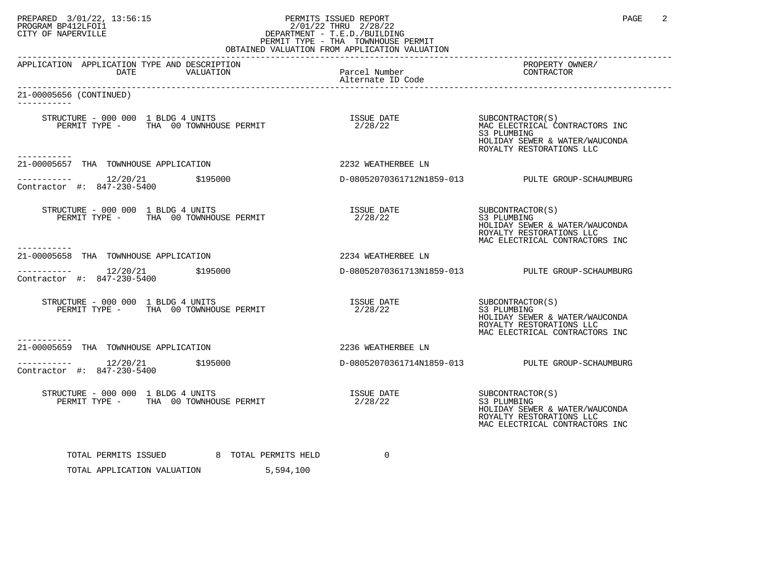PERMITS ISSUED REPORT
2/01/22 THRU 2/28/22
DEPARTMENT - T.E.D./BUILDING
PERMIT TYPE - THA TOWNHOUSE PERMIT
OBTAINED VALUATION FROM APPLICATION VALUATION

| APPLICATION | APPLICATION TYPE AND DESCRIPTION DATE / VALUATION | Parcel Number / Alternate ID Code | PROPERTY OWNER/ CONTRACTOR |
|---|---|---|---|

**21-00005656 (CONTINUED)**

STRUCTURE - 000 000 1 BLDG 4 UNITS
PERMIT TYPE - THA 00 TOWNHOUSE PERMIT
ISSUE DATE 2/28/22
SUBCONTRACTOR(S)
MAC ELECTRICAL CONTRACTORS INC
S3 PLUMBING
HOLIDAY SEWER & WATER/WAUCONDA
ROYALTY RESTORATIONS LLC

---

**21-00005657 THA TOWNHOUSE APPLICATION** — 2232 WEATHERBEE LN

12/20/21 $195000 — D-08052070361712N1859-013 — PULTE GROUP-SCHAUMBURG
Contractor #: 847-230-5400

STRUCTURE - 000 000 1 BLDG 4 UNITS
PERMIT TYPE - THA 00 TOWNHOUSE PERMIT
ISSUE DATE 2/28/22
SUBCONTRACTOR(S)
S3 PLUMBING
HOLIDAY SEWER & WATER/WAUCONDA
ROYALTY RESTORATIONS LLC
MAC ELECTRICAL CONTRACTORS INC

---

**21-00005658 THA TOWNHOUSE APPLICATION** — 2234 WEATHERBEE LN

12/20/21 $195000 — D-08052070361713N1859-013 — PULTE GROUP-SCHAUMBURG
Contractor #: 847-230-5400

STRUCTURE - 000 000 1 BLDG 4 UNITS
PERMIT TYPE - THA 00 TOWNHOUSE PERMIT
ISSUE DATE 2/28/22
SUBCONTRACTOR(S)
S3 PLUMBING
HOLIDAY SEWER & WATER/WAUCONDA
ROYALTY RESTORATIONS LLC
MAC ELECTRICAL CONTRACTORS INC

---

**21-00005659 THA TOWNHOUSE APPLICATION** — 2236 WEATHERBEE LN

12/20/21 $195000 — D-08052070361714N1859-013 — PULTE GROUP-SCHAUMBURG
Contractor #: 847-230-5400

STRUCTURE - 000 000 1 BLDG 4 UNITS
PERMIT TYPE - THA 00 TOWNHOUSE PERMIT
ISSUE DATE 2/28/22
SUBCONTRACTOR(S)
S3 PLUMBING
HOLIDAY SEWER & WATER/WAUCONDA
ROYALTY RESTORATIONS LLC
MAC ELECTRICAL CONTRACTORS INC

TOTAL PERMITS ISSUED 8 TOTAL PERMITS HELD 0

TOTAL APPLICATION VALUATION 5,594,100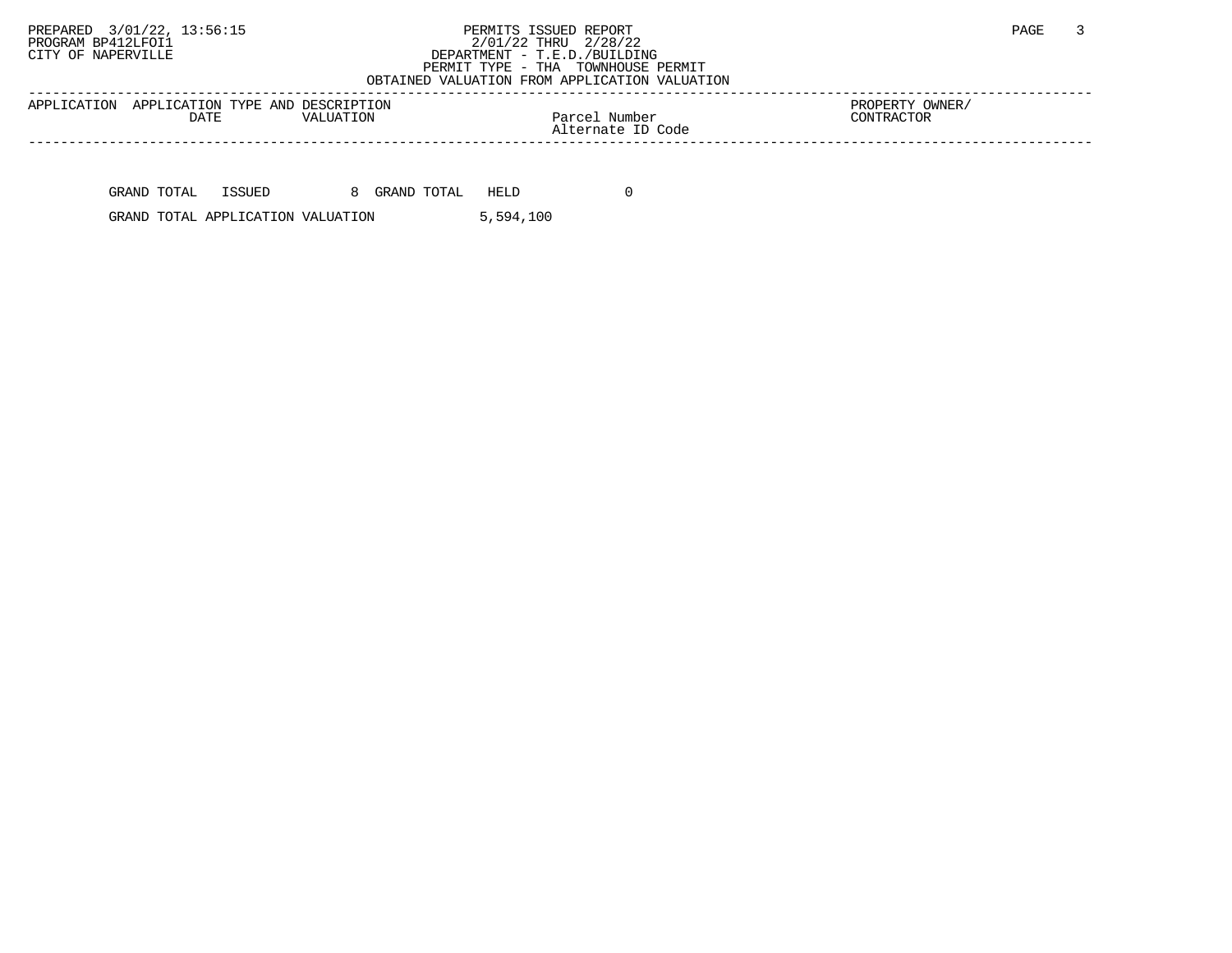PREPARED 3/01/22, 13:56:15 PERMITS ISSUED REPORT
PROGRAM BP412LFOI1 2/01/22 THRU 2/28/22
CITY OF NAPERVILLE DEPARTMENT - T.E.D./BUILDING
PERMIT TYPE - THA TOWNHOUSE PERMIT
OBTAINED VALUATION FROM APPLICATION VALUATION

| APPLICATION | APPLICATION TYPE AND DESCRIPTION DATE | VALUATION | Parcel Number Alternate ID Code | PROPERTY OWNER/ CONTRACTOR |
|---|---|---|---|---|

GRAND TOTAL ISSUED 8 GRAND TOTAL HELD 0

GRAND TOTAL APPLICATION VALUATION 5,594,100